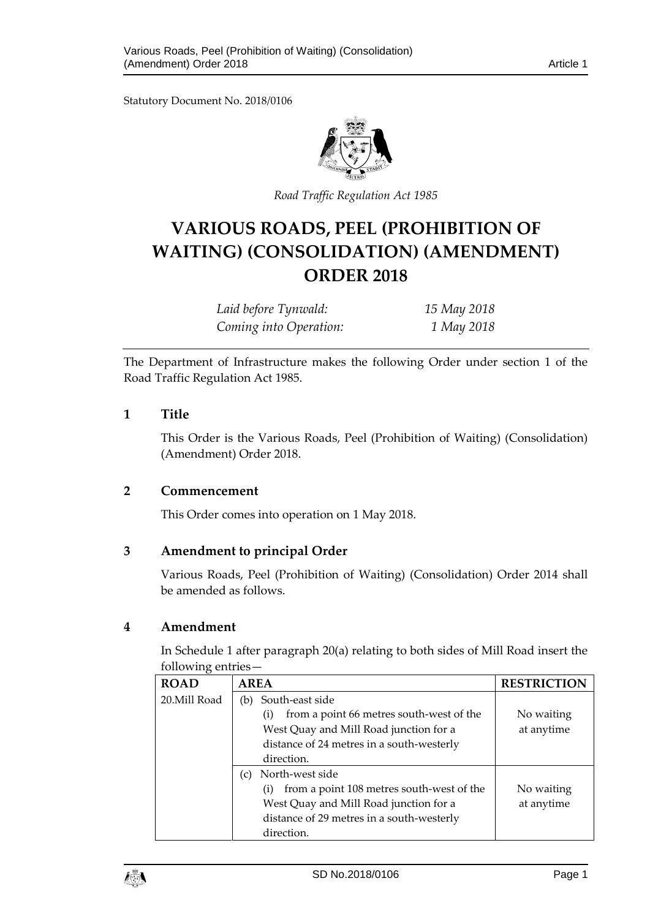Statutory Document No. 2018/0106

*Road Traffic Regulation Act 1985*

# VARIOUS ROADS, PEEL (PROHIBITION OF WAITING) (CONSOLIDATION) (AMENDMENT) ORDER 2018

| | |
|---|---|
| *Laid before Tynwald:* | *15 May 2018* |
| *Coming into Operation:* | *1 May 2018* |

The Department of Infrastructure makes the following Order under section 1 of the Road Traffic Regulation Act 1985.

## 1 Title

This Order is the Various Roads, Peel (Prohibition of Waiting) (Consolidation) (Amendment) Order 2018.

## 2 Commencement

This Order comes into operation on 1 May 2018.

## 3 Amendment to principal Order

Various Roads, Peel (Prohibition of Waiting) (Consolidation) Order 2014 shall be amended as follows.

## 4 Amendment

In Schedule 1 after paragraph 20(a) relating to both sides of Mill Road insert the following entries—

| ROAD | AREA | RESTRICTION |
|---|---|---|
| 20.Mill Road | (b) South-east side (i) from a point 66 metres south-west of the West Quay and Mill Road junction for a distance of 24 metres in a south-westerly direction. | No waiting at anytime |
| | (c) North-west side (i) from a point 108 metres south-west of the West Quay and Mill Road junction for a distance of 29 metres in a south-westerly direction. | No waiting at anytime |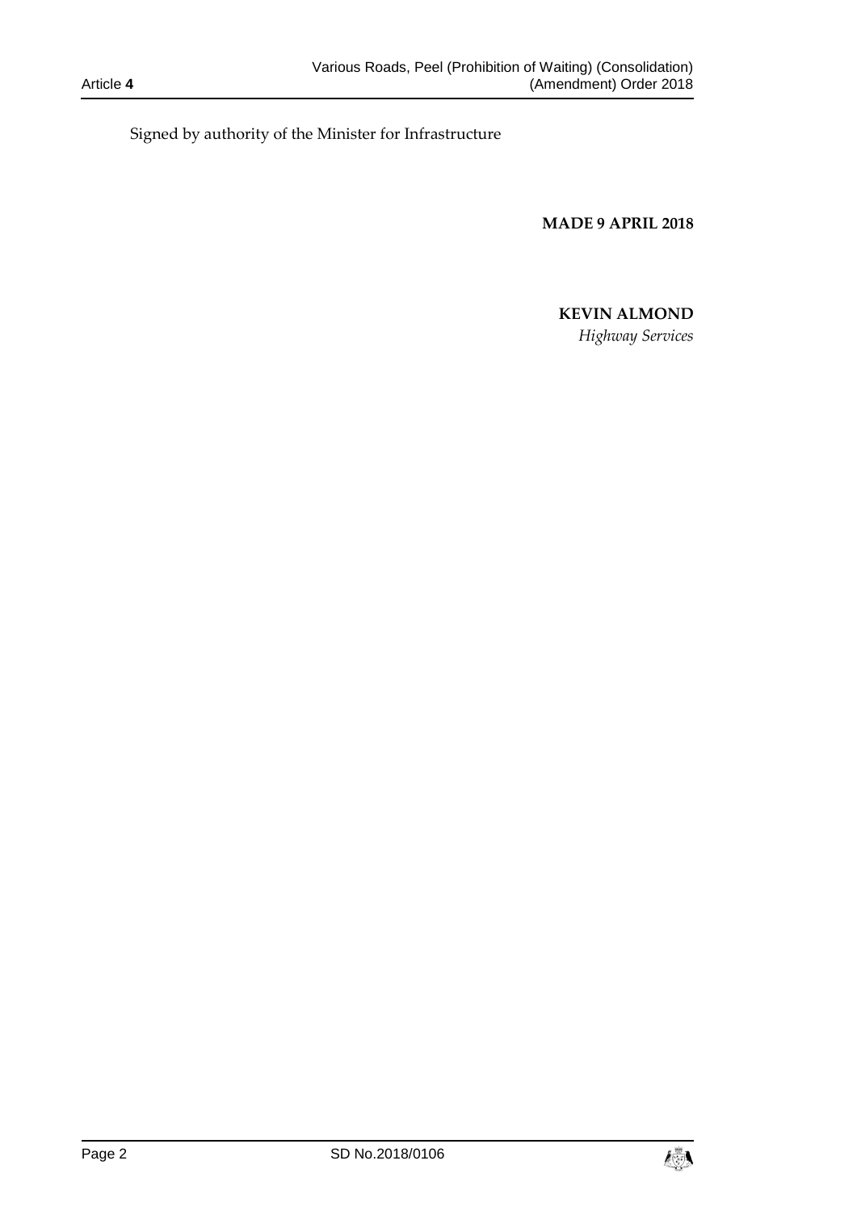Signed by authority of the Minister for Infrastructure

**MADE 9 APRIL 2018**

**KEVIN ALMOND**

*Highway Services*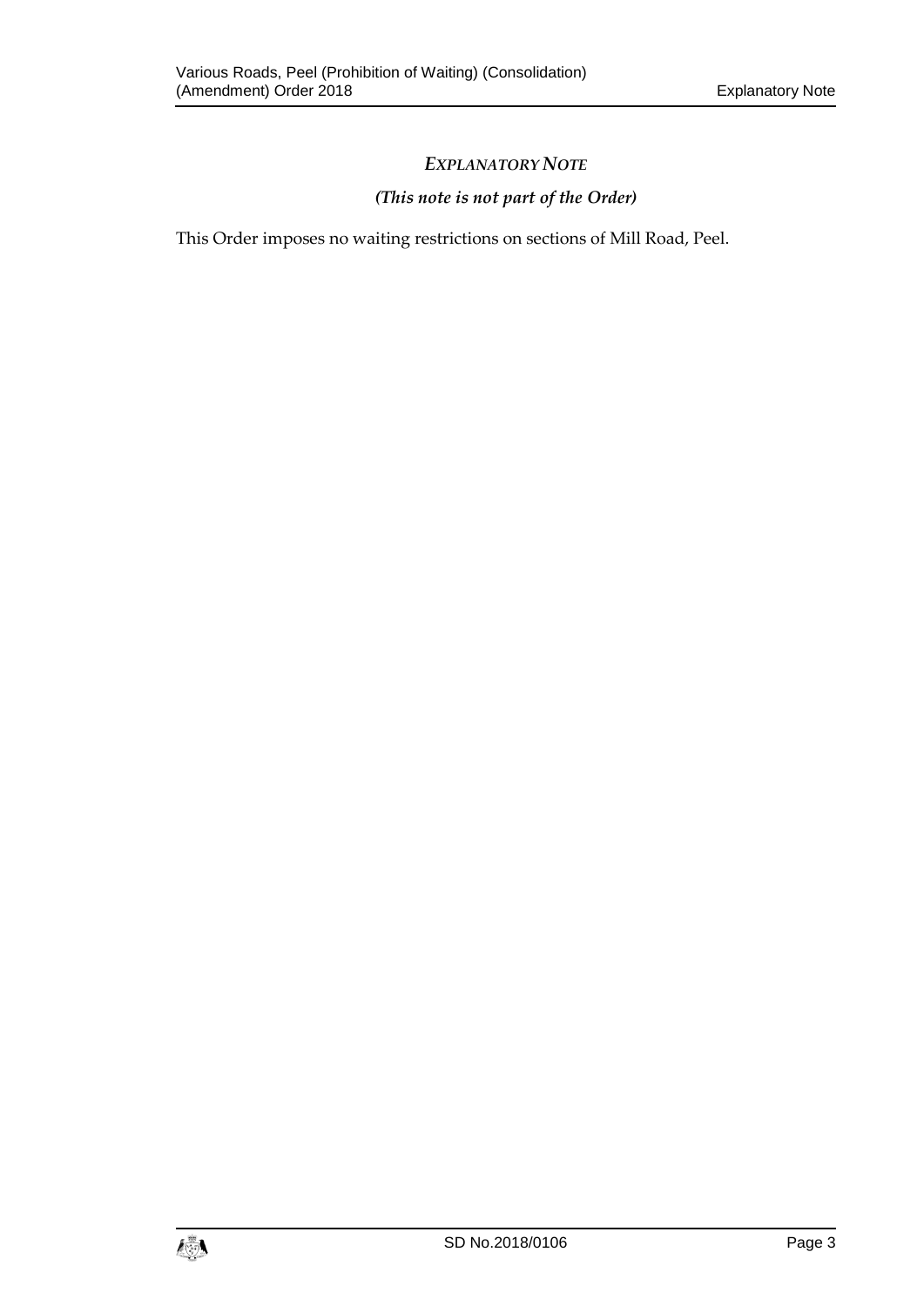## *EXPLANATORY NOTE*

***(This note is not part of the Order)***

This Order imposes no waiting restrictions on sections of Mill Road, Peel.